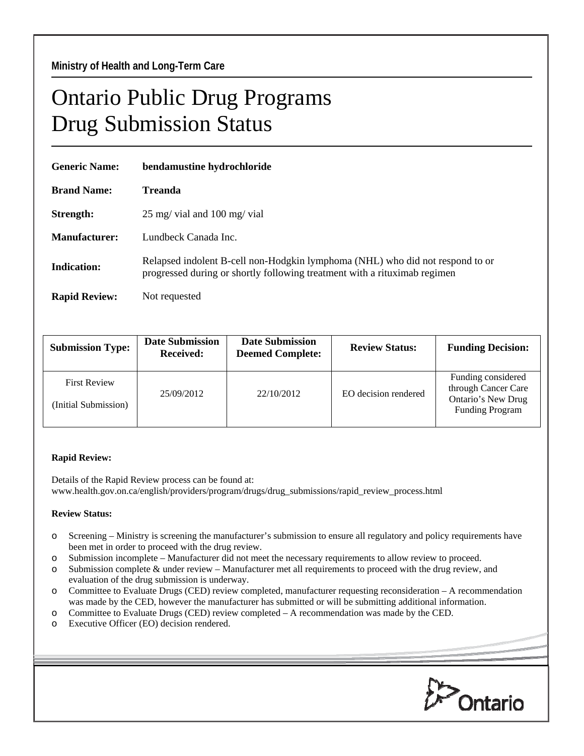**Ministry of Health and Long-Term Care**

# Ontario Public Drug Programs
# Drug Submission Status

**Generic Name:** **bendamustine hydrochloride**

**Brand Name:** **Treanda**

**Strength:** 25 mg/ vial and 100 mg/ vial

**Manufacturer:** Lundbeck Canada Inc.

**Indication:** Relapsed indolent B-cell non-Hodgkin lymphoma (NHL) who did not respond to or progressed during or shortly following treatment with a rituximab regimen

**Rapid Review:** Not requested

| Submission Type: | Date Submission Received: | Date Submission Deemed Complete: | Review Status: | Funding Decision: |
|---|---|---|---|---|
| First Review (Initial Submission) | 25/09/2012 | 22/10/2012 | EO decision rendered | Funding considered through Cancer Care Ontario's New Drug Funding Program |

**Rapid Review:**

Details of the Rapid Review process can be found at:
www.health.gov.on.ca/english/providers/program/drugs/drug_submissions/rapid_review_process.html

**Review Status:**

- Screening – Ministry is screening the manufacturer's submission to ensure all regulatory and policy requirements have been met in order to proceed with the drug review.
- Submission incomplete – Manufacturer did not meet the necessary requirements to allow review to proceed.
- Submission complete & under review – Manufacturer met all requirements to proceed with the drug review, and evaluation of the drug submission is underway.
- Committee to Evaluate Drugs (CED) review completed, manufacturer requesting reconsideration – A recommendation was made by the CED, however the manufacturer has submitted or will be submitting additional information.
- Committee to Evaluate Drugs (CED) review completed – A recommendation was made by the CED.
- Executive Officer (EO) decision rendered.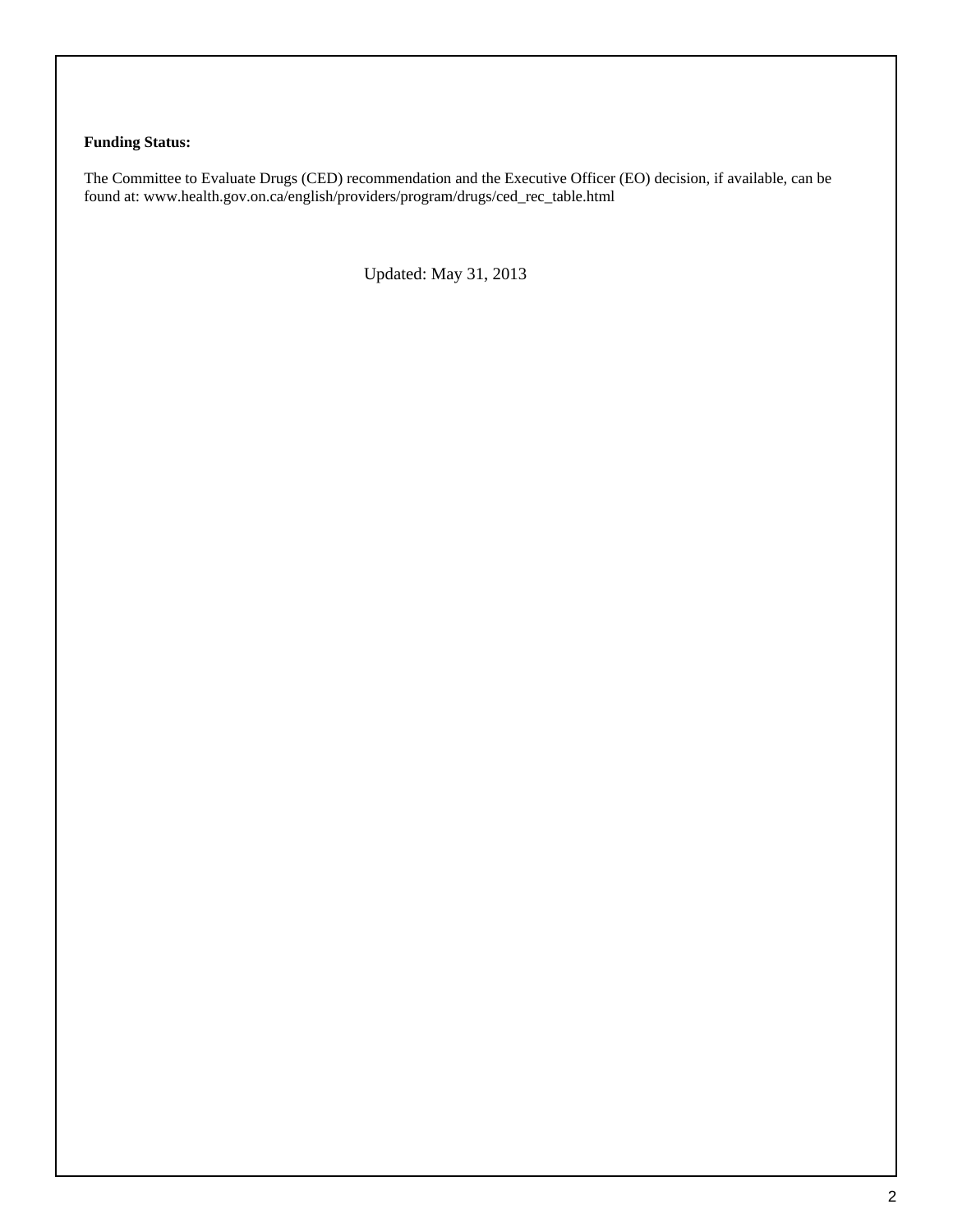**Funding Status:**

The Committee to Evaluate Drugs (CED) recommendation and the Executive Officer (EO) decision, if available, can be found at: www.health.gov.on.ca/english/providers/program/drugs/ced_rec_table.html

Updated: May 31, 2013